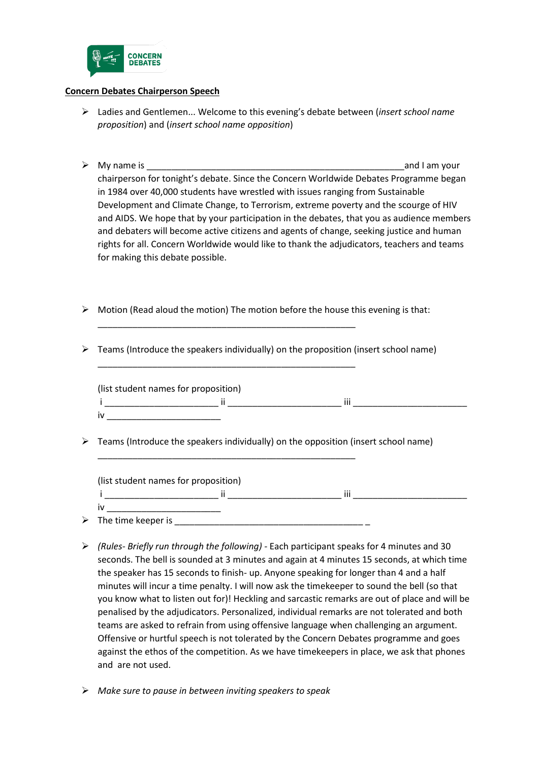**Concern Debates Chairperson Speech**

- Ladies and Gentlemen... Welcome to this evening's debate between (*insert school name proposition*) and (*insert school name opposition*)

- My name is _____________________________________________________and I am your chairperson for tonight's debate. Since the Concern Worldwide Debates Programme began in 1984 over 40,000 students have wrestled with issues ranging from Sustainable Development and Climate Change, to Terrorism, extreme poverty and the scourge of HIV and AIDS. We hope that by your participation in the debates, that you as audience members and debaters will become active citizens and agents of change, seeking justice and human rights for all. Concern Worldwide would like to thank the adjudicators, teachers and teams for making this debate possible.

- Motion (Read aloud the motion) The motion before the house this evening is that:

  ______________________________________________________

- Teams (Introduce the speakers individually) on the proposition (insert school name)

  ______________________________________________________

  (list student names for proposition)
  i ________________________ ii ________________________ iii ________________________
  iv ________________________

- Teams (Introduce the speakers individually) on the opposition (insert school name)

  ______________________________________________________

  (list student names for proposition)
  i ________________________ ii ________________________ iii ________________________
  iv ________________________

- The time keeper is _________________________________________ _

- *(Rules- Briefly run through the following)* - Each participant speaks for 4 minutes and 30 seconds. The bell is sounded at 3 minutes and again at 4 minutes 15 seconds, at which time the speaker has 15 seconds to finish- up. Anyone speaking for longer than 4 and a half minutes will incur a time penalty. I will now ask the timekeeper to sound the bell (so that you know what to listen out for)! Heckling and sarcastic remarks are out of place and will be penalised by the adjudicators. Personalized, individual remarks are not tolerated and both teams are asked to refrain from using offensive language when challenging an argument. Offensive or hurtful speech is not tolerated by the Concern Debates programme and goes against the ethos of the competition. As we have timekeepers in place, we ask that phones and  are not used.

- *Make sure to pause in between inviting speakers to speak*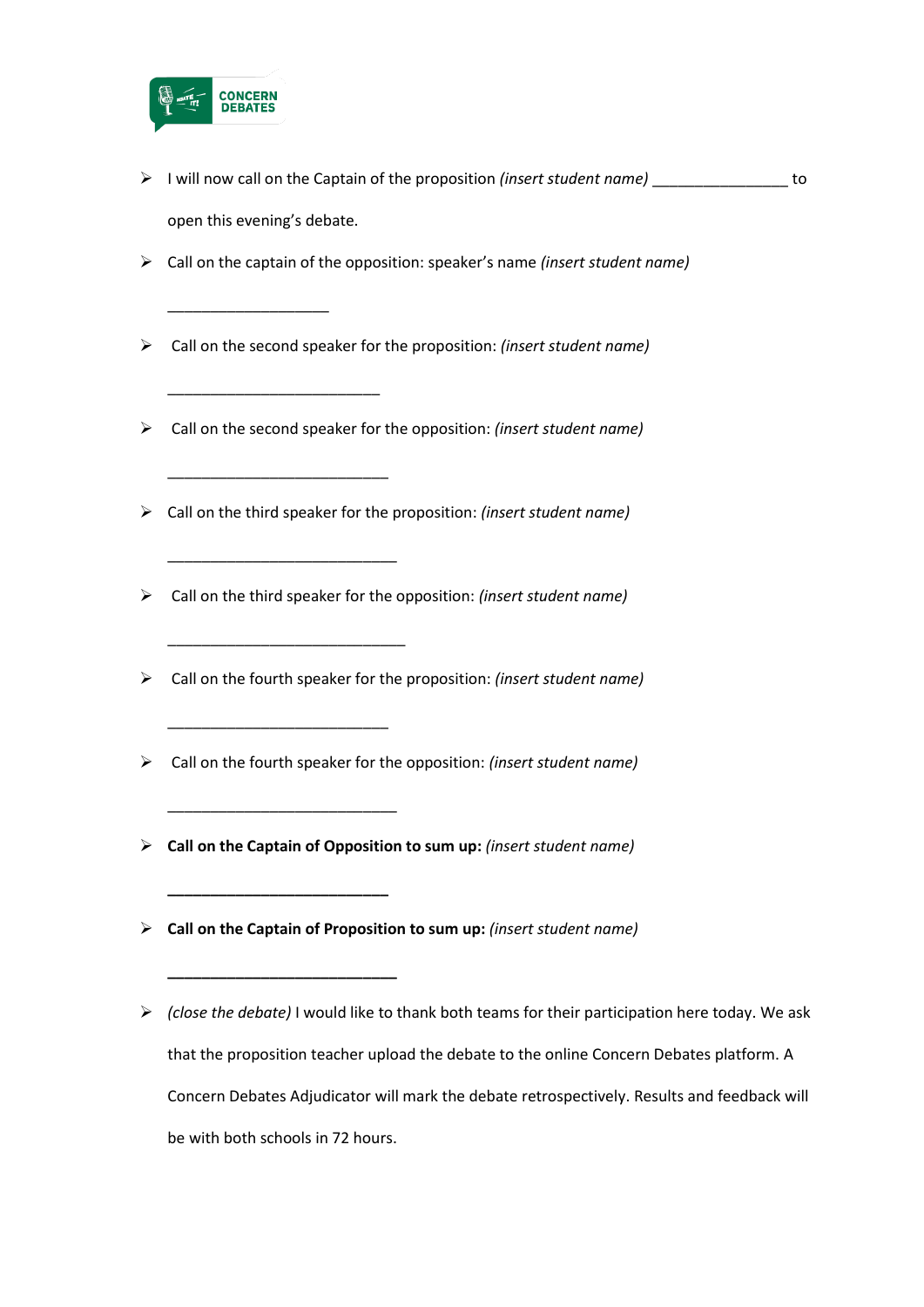- I will now call on the Captain of the proposition *(insert student name)* ________________ to open this evening's debate.
- Call on the captain of the opposition: speaker's name *(insert student name)*

  ___________________

- Call on the second speaker for the proposition: *(insert student name)*

  _________________________

- Call on the second speaker for the opposition: *(insert student name)*

  __________________________

- Call on the third speaker for the proposition: *(insert student name)*

  ___________________________

- Call on the third speaker for the opposition: *(insert student name)*

  ____________________________

- Call on the fourth speaker for the proposition: *(insert student name)*

  __________________________

- Call on the fourth speaker for the opposition: *(insert student name)*

  ___________________________

- **Call on the Captain of Opposition to sum up:** *(insert student name)*

  **__________________________**

- **Call on the Captain of Proposition to sum up:** *(insert student name)*

  **___________________________**

- *(close the debate)* I would like to thank both teams for their participation here today. We ask that the proposition teacher upload the debate to the online Concern Debates platform. A Concern Debates Adjudicator will mark the debate retrospectively. Results and feedback will be with both schools in 72 hours.